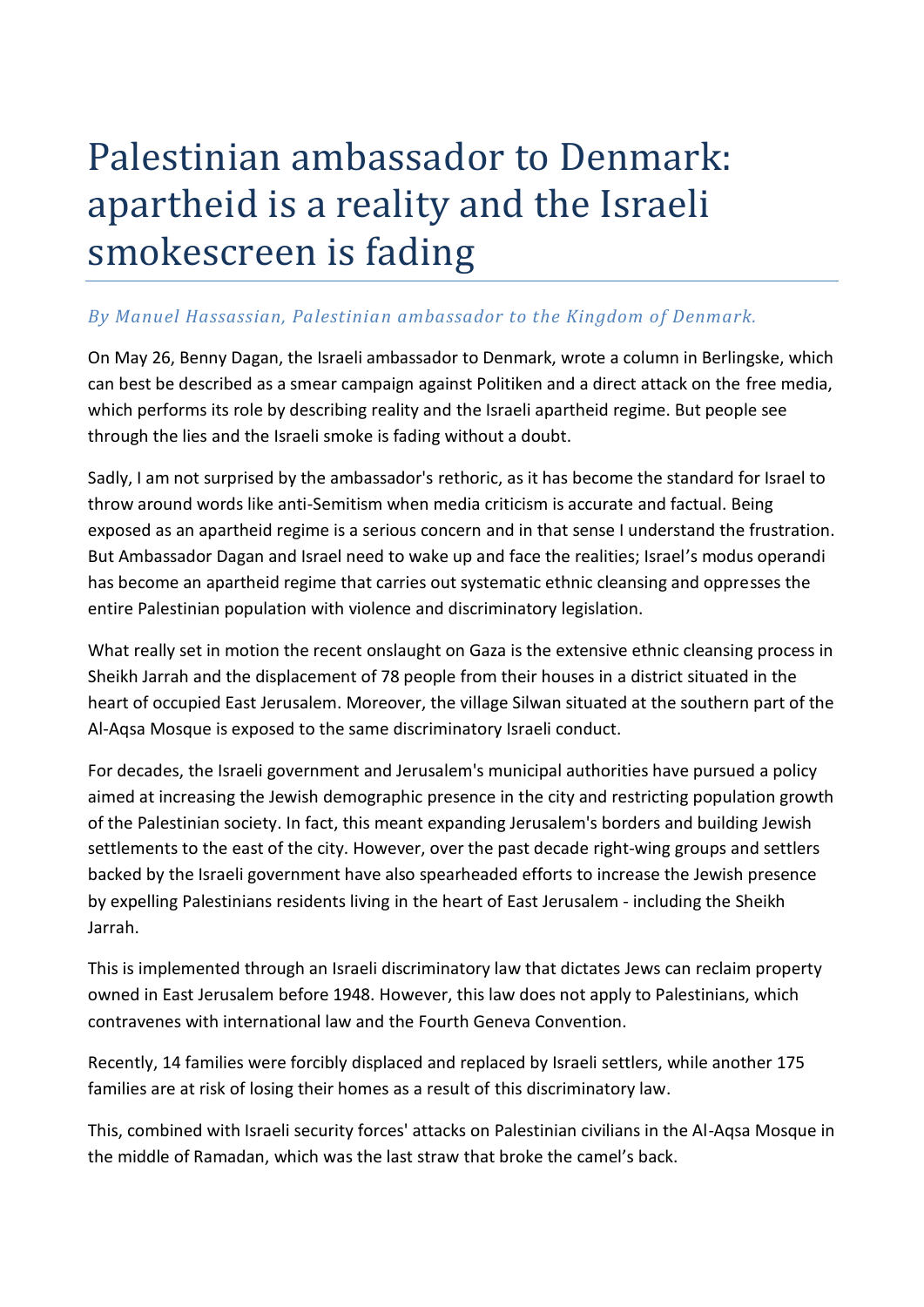# Palestinian ambassador to Denmark: apartheid is a reality and the Israeli smokescreen is fading

*By Manuel Hassassian, Palestinian ambassador to the Kingdom of Denmark.*

On May 26, Benny Dagan, the Israeli ambassador to Denmark, wrote a column in Berlingske, which can best be described as a smear campaign against Politiken and a direct attack on the free media, which performs its role by describing reality and the Israeli apartheid regime. But people see through the lies and the Israeli smoke is fading without a doubt.

Sadly, I am not surprised by the ambassador's rethoric, as it has become the standard for Israel to throw around words like anti-Semitism when media criticism is accurate and factual. Being exposed as an apartheid regime is a serious concern and in that sense I understand the frustration. But Ambassador Dagan and Israel need to wake up and face the realities; Israel's modus operandi has become an apartheid regime that carries out systematic ethnic cleansing and oppresses the entire Palestinian population with violence and discriminatory legislation.

What really set in motion the recent onslaught on Gaza is the extensive ethnic cleansing process in Sheikh Jarrah and the displacement of 78 people from their houses in a district situated in the heart of occupied East Jerusalem. Moreover, the village Silwan situated at the southern part of the Al-Aqsa Mosque is exposed to the same discriminatory Israeli conduct.

For decades, the Israeli government and Jerusalem's municipal authorities have pursued a policy aimed at increasing the Jewish demographic presence in the city and restricting population growth of the Palestinian society. In fact, this meant expanding Jerusalem's borders and building Jewish settlements to the east of the city. However, over the past decade right-wing groups and settlers backed by the Israeli government have also spearheaded efforts to increase the Jewish presence by expelling Palestinians residents living in the heart of East Jerusalem - including the Sheikh Jarrah.

This is implemented through an Israeli discriminatory law that dictates Jews can reclaim property owned in East Jerusalem before 1948. However, this law does not apply to Palestinians, which contravenes with international law and the Fourth Geneva Convention.

Recently, 14 families were forcibly displaced and replaced by Israeli settlers, while another 175 families are at risk of losing their homes as a result of this discriminatory law.

This, combined with Israeli security forces' attacks on Palestinian civilians in the Al-Aqsa Mosque in the middle of Ramadan, which was the last straw that broke the camel's back.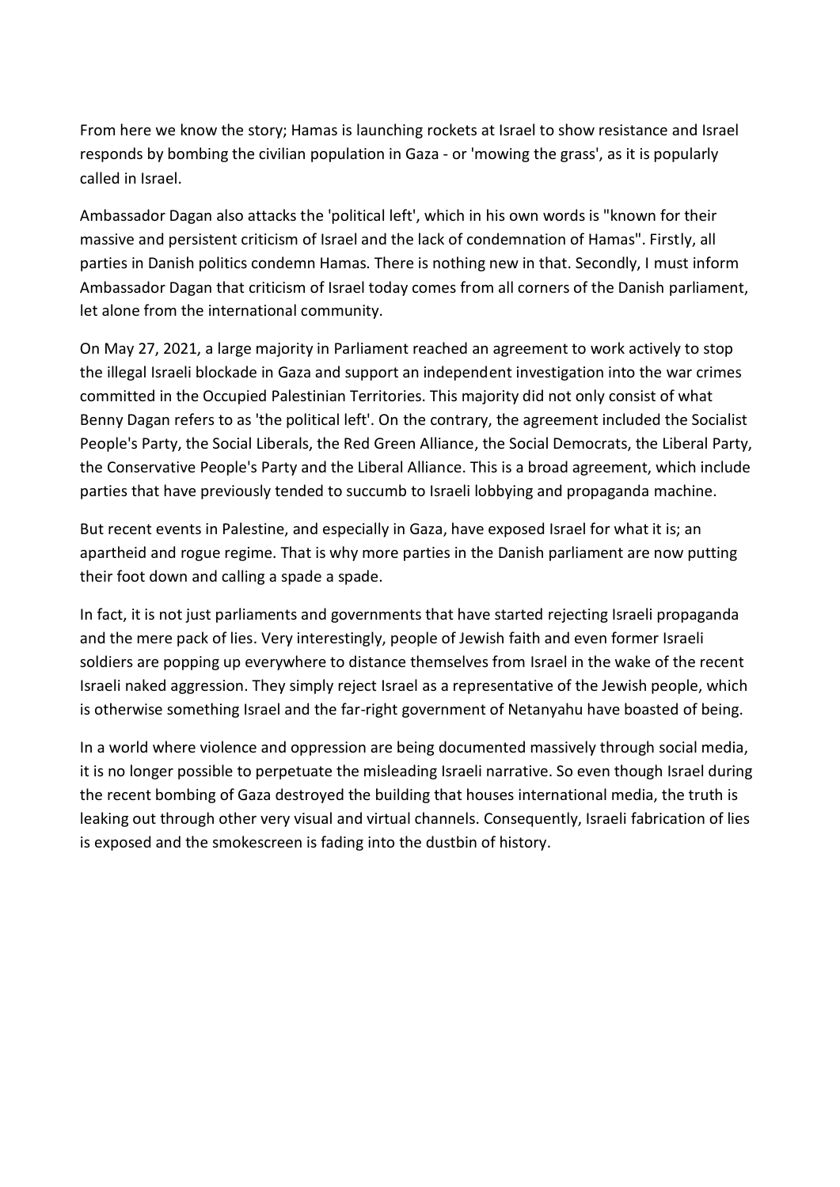From here we know the story; Hamas is launching rockets at Israel to show resistance and Israel responds by bombing the civilian population in Gaza - or 'mowing the grass', as it is popularly called in Israel.

Ambassador Dagan also attacks the 'political left', which in his own words is "known for their massive and persistent criticism of Israel and the lack of condemnation of Hamas". Firstly, all parties in Danish politics condemn Hamas. There is nothing new in that. Secondly, I must inform Ambassador Dagan that criticism of Israel today comes from all corners of the Danish parliament, let alone from the international community.

On May 27, 2021, a large majority in Parliament reached an agreement to work actively to stop the illegal Israeli blockade in Gaza and support an independent investigation into the war crimes committed in the Occupied Palestinian Territories. This majority did not only consist of what Benny Dagan refers to as 'the political left'. On the contrary, the agreement included the Socialist People's Party, the Social Liberals, the Red Green Alliance, the Social Democrats, the Liberal Party, the Conservative People's Party and the Liberal Alliance. This is a broad agreement, which include parties that have previously tended to succumb to Israeli lobbying and propaganda machine.

But recent events in Palestine, and especially in Gaza, have exposed Israel for what it is; an apartheid and rogue regime. That is why more parties in the Danish parliament are now putting their foot down and calling a spade a spade.

In fact, it is not just parliaments and governments that have started rejecting Israeli propaganda and the mere pack of lies. Very interestingly, people of Jewish faith and even former Israeli soldiers are popping up everywhere to distance themselves from Israel in the wake of the recent Israeli naked aggression. They simply reject Israel as a representative of the Jewish people, which is otherwise something Israel and the far-right government of Netanyahu have boasted of being.

In a world where violence and oppression are being documented massively through social media, it is no longer possible to perpetuate the misleading Israeli narrative. So even though Israel during the recent bombing of Gaza destroyed the building that houses international media, the truth is leaking out through other very visual and virtual channels. Consequently, Israeli fabrication of lies is exposed and the smokescreen is fading into the dustbin of history.